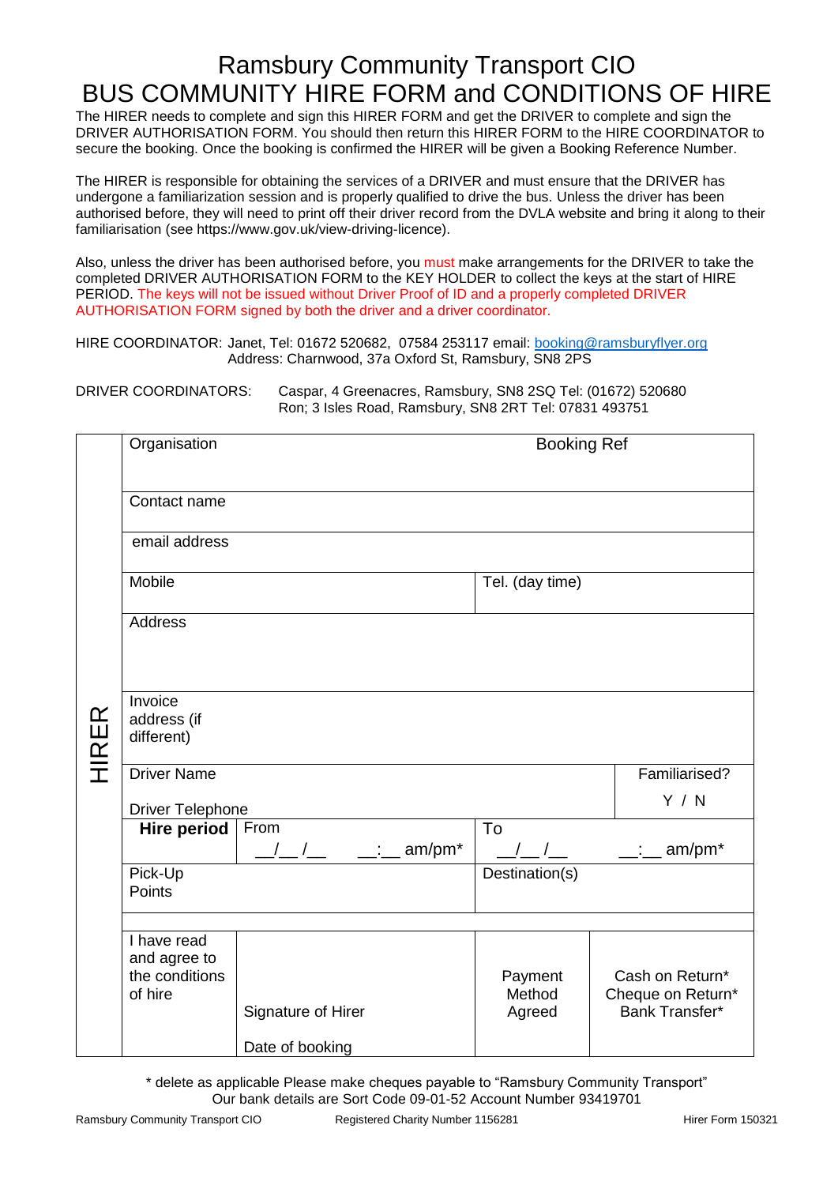# Ramsbury Community Transport CIO
# BUS COMMUNITY HIRE FORM and CONDITIONS OF HIRE

The HIRER needs to complete and sign this HIRER FORM and get the DRIVER to complete and sign the DRIVER AUTHORISATION FORM. You should then return this HIRER FORM to the HIRE COORDINATOR to secure the booking. Once the booking is confirmed the HIRER will be given a Booking Reference Number.

The HIRER is responsible for obtaining the services of a DRIVER and must ensure that the DRIVER has undergone a familiarization session and is properly qualified to drive the bus. Unless the driver has been authorised before, they will need to print off their driver record from the DVLA website and bring it along to their familiarisation (see https://www.gov.uk/view-driving-licence).

Also, unless the driver has been authorised before, you must make arrangements for the DRIVER to take the completed DRIVER AUTHORISATION FORM to the KEY HOLDER to collect the keys at the start of HIRE PERIOD. The keys will not be issued without Driver Proof of ID and a properly completed DRIVER AUTHORISATION FORM signed by both the driver and a driver coordinator.

HIRE COORDINATOR: Janet, Tel: 01672 520682, 07584 253117 email: booking@ramsburyflyer.org
Address: Charnwood, 37a Oxford St, Ramsbury, SN8 2PS

DRIVER COORDINATORS: Caspar, 4 Greenacres, Ramsbury, SN8 2SQ Tel: (01672) 520680
Ron; 3 Isles Road, Ramsbury, SN8 2RT Tel: 07831 493751

| HIRER | | | | |
|---|---|---|---|---|
| Organisation | | Booking Ref | | |
| Contact name | | | | |
| email address | | | | |
| Mobile | | Tel. (day time) | | |
| Address | | | | |
| Invoice address (if different) | | | | |
| Driver Name<br>Driver Telephone | | | | Familiarised?<br>Y / N |
| **Hire period** | From<br>\_\_/\_\_/\_\_ \_\_:\_\_ am/pm* | To<br>\_\_/\_\_/\_\_ \_\_:\_\_ am/pm* | | |
| Pick-Up Points | | Destination(s) | | |
| I have read and agree to the conditions of hire | Signature of Hirer<br>Date of booking | Payment Method Agreed | Cash on Return*<br>Cheque on Return*<br>Bank Transfer* | |

\* delete as applicable Please make cheques payable to "Ramsbury Community Transport"
Our bank details are Sort Code 09-01-52 Account Number 93419701

Ramsbury Community Transport CIO    Registered Charity Number 1156281    Hirer Form 150321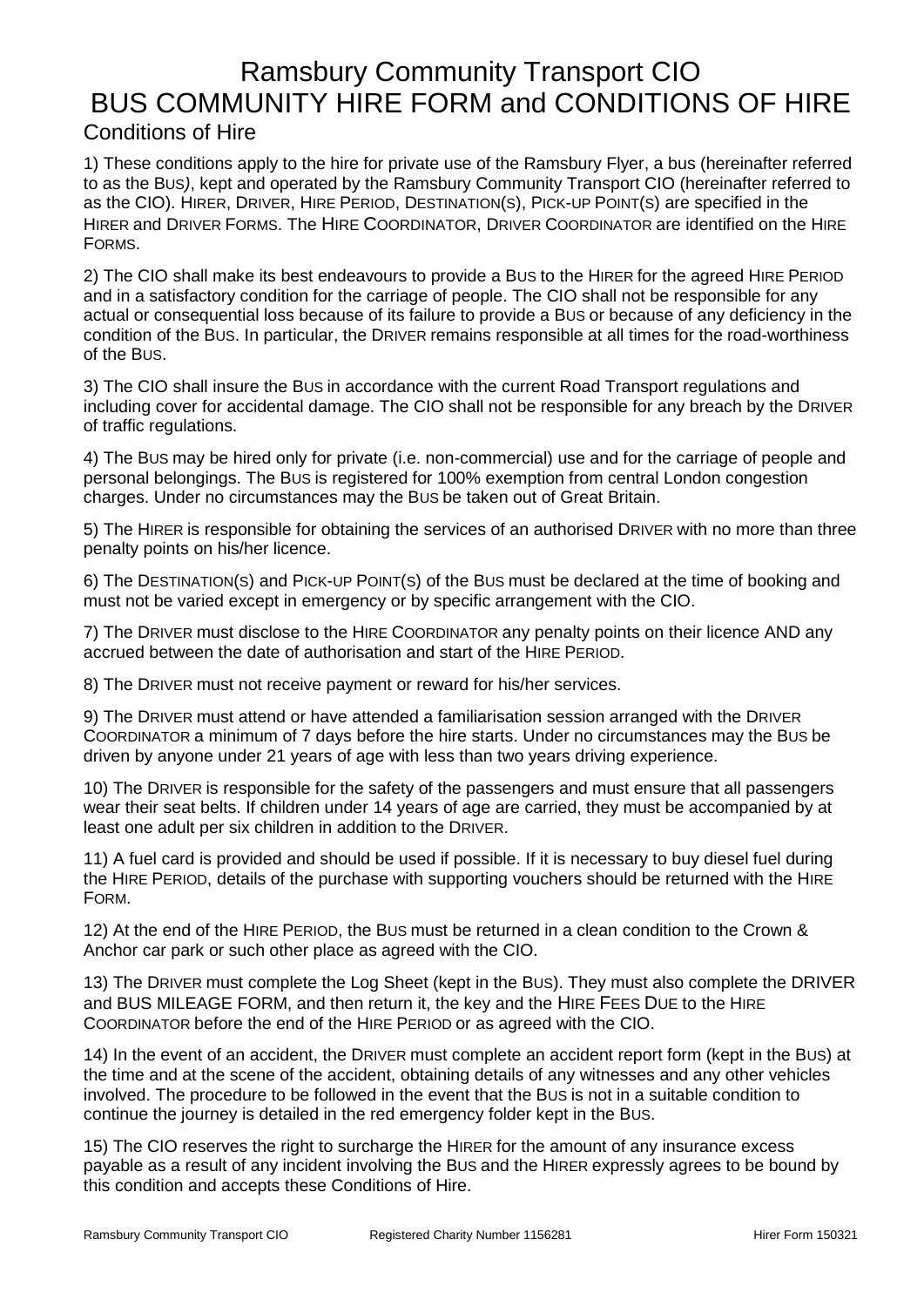# Ramsbury Community Transport CIO
# BUS COMMUNITY HIRE FORM and CONDITIONS OF HIRE

## Conditions of Hire

1) These conditions apply to the hire for private use of the Ramsbury Flyer, a bus (hereinafter referred to as the BUS), kept and operated by the Ramsbury Community Transport CIO (hereinafter referred to as the CIO). HIRER, DRIVER, HIRE PERIOD, DESTINATION(S), PICK-UP POINT(S) are specified in the HIRER and DRIVER FORMS. The HIRE COORDINATOR, DRIVER COORDINATOR are identified on the HIRE FORMS.

2) The CIO shall make its best endeavours to provide a BUS to the HIRER for the agreed HIRE PERIOD and in a satisfactory condition for the carriage of people. The CIO shall not be responsible for any actual or consequential loss because of its failure to provide a BUS or because of any deficiency in the condition of the BUS. In particular, the DRIVER remains responsible at all times for the road-worthiness of the BUS.

3) The CIO shall insure the BUS in accordance with the current Road Transport regulations and including cover for accidental damage. The CIO shall not be responsible for any breach by the DRIVER of traffic regulations.

4) The BUS may be hired only for private (i.e. non-commercial) use and for the carriage of people and personal belongings. The BUS is registered for 100% exemption from central London congestion charges. Under no circumstances may the BUS be taken out of Great Britain.

5) The HIRER is responsible for obtaining the services of an authorised DRIVER with no more than three penalty points on his/her licence.

6) The DESTINATION(S) and PICK-UP POINT(S) of the BUS must be declared at the time of booking and must not be varied except in emergency or by specific arrangement with the CIO.

7) The DRIVER must disclose to the HIRE COORDINATOR any penalty points on their licence AND any accrued between the date of authorisation and start of the HIRE PERIOD.

8) The DRIVER must not receive payment or reward for his/her services.

9) The DRIVER must attend or have attended a familiarisation session arranged with the DRIVER COORDINATOR a minimum of 7 days before the hire starts. Under no circumstances may the BUS be driven by anyone under 21 years of age with less than two years driving experience.

10) The DRIVER is responsible for the safety of the passengers and must ensure that all passengers wear their seat belts. If children under 14 years of age are carried, they must be accompanied by at least one adult per six children in addition to the DRIVER.

11) A fuel card is provided and should be used if possible. If it is necessary to buy diesel fuel during the HIRE PERIOD, details of the purchase with supporting vouchers should be returned with the HIRE FORM.

12) At the end of the HIRE PERIOD, the BUS must be returned in a clean condition to the Crown & Anchor car park or such other place as agreed with the CIO.

13) The DRIVER must complete the Log Sheet (kept in the BUS). They must also complete the DRIVER and BUS MILEAGE FORM, and then return it, the key and the HIRE FEES DUE to the HIRE COORDINATOR before the end of the HIRE PERIOD or as agreed with the CIO.

14) In the event of an accident, the DRIVER must complete an accident report form (kept in the BUS) at the time and at the scene of the accident, obtaining details of any witnesses and any other vehicles involved. The procedure to be followed in the event that the BUS is not in a suitable condition to continue the journey is detailed in the red emergency folder kept in the BUS.

15) The CIO reserves the right to surcharge the HIRER for the amount of any insurance excess payable as a result of any incident involving the BUS and the HIRER expressly agrees to be bound by this condition and accepts these Conditions of Hire.